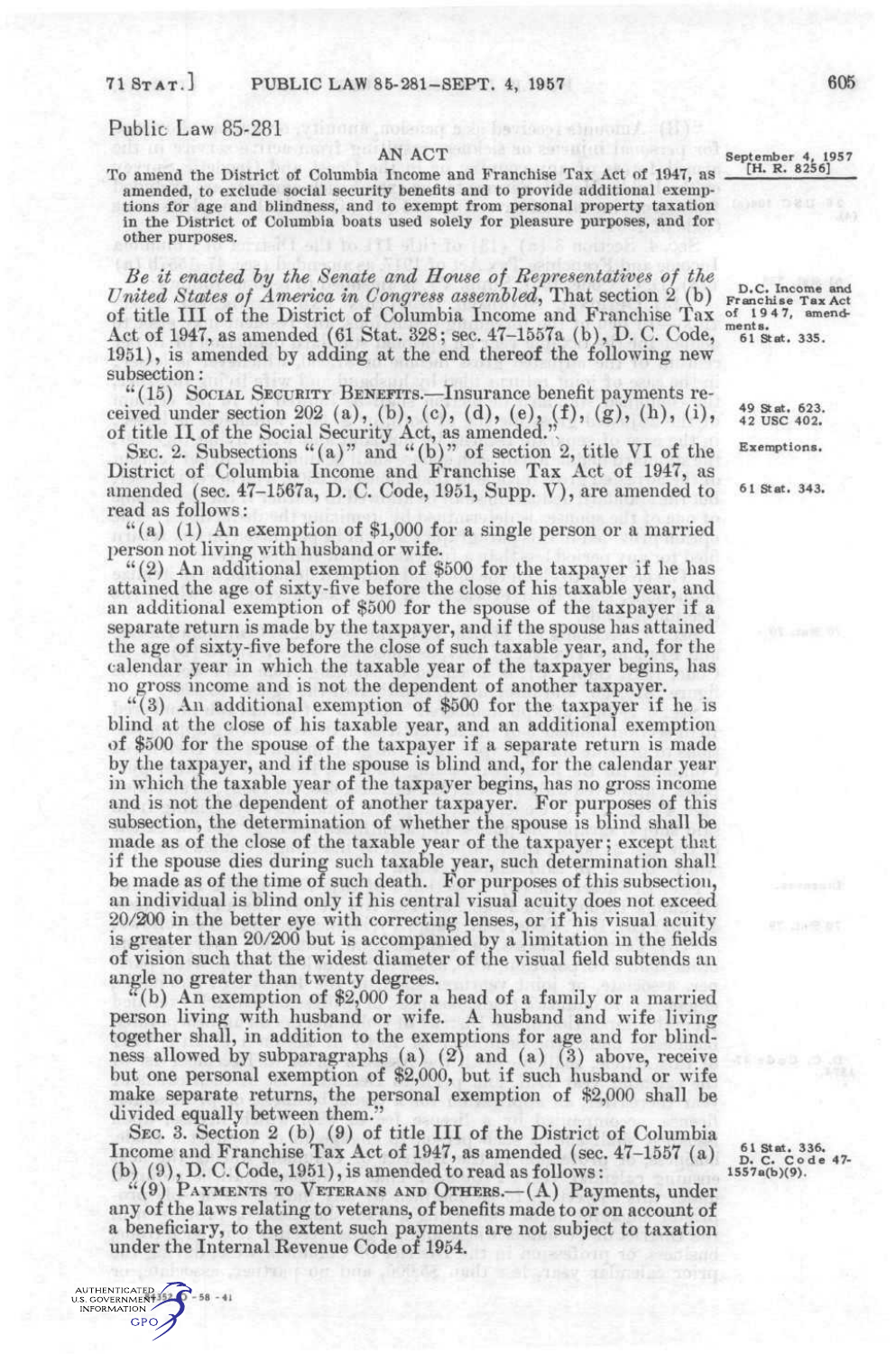Public Law 85-281

AN ACT

September 4, 1957
[H. R. 8256]

To amend the District of Columbia Income and Franchise Tax Act of 1947, as amended, to exclude social security benefits and to provide additional exemptions for age and blindness, and to exempt from personal property taxation in the District of Columbia boats used solely for pleasure purposes, and for other purposes.

*Be it enacted by the Senate and House of Representatives of the United States of America in Congress assembled,* That section 2 (b) of title III of the District of Columbia Income and Franchise Tax Act of 1947, as amended (61 Stat. 328; sec. 47-1557a (b), D. C. Code, 1951), is amended by adding at the end thereof the following new subsection:

D.C. Income and Franchise Tax Act of 1947, amendments.
61 Stat. 335.

"(15) SOCIAL SECURITY BENEFITS.—Insurance benefit payments received under section 202 (a), (b), (c), (d), (e), (f), (g), (h), (i), of title II of the Social Security Act, as amended.".

49 Stat. 623.
42 USC 402.

SEC. 2. Subsections "(a)" and "(b)" of section 2, title VI of the District of Columbia Income and Franchise Tax Act of 1947, as amended (sec. 47-1567a, D. C. Code, 1951, Supp. V), are amended to read as follows:

Exemptions.
61 Stat. 343.

"(a) (1) An exemption of $1,000 for a single person or a married person not living with husband or wife.

"(2) An additional exemption of $500 for the taxpayer if he has attained the age of sixty-five before the close of his taxable year, and an additional exemption of $500 for the spouse of the taxpayer if a separate return is made by the taxpayer, and if the spouse has attained the age of sixty-five before the close of such taxable year, and, for the calendar year in which the taxable year of the taxpayer begins, has no gross income and is not the dependent of another taxpayer.

"(3) An additional exemption of $500 for the taxpayer if he is blind at the close of his taxable year, and an additional exemption of $500 for the spouse of the taxpayer if a separate return is made by the taxpayer, and if the spouse is blind and, for the calendar year in which the taxable year of the taxpayer begins, has no gross income and is not the dependent of another taxpayer. For purposes of this subsection, the determination of whether the spouse is blind shall be made as of the close of the taxable year of the taxpayer; except that if the spouse dies during such taxable year, such determination shall be made as of the time of such death. For purposes of this subsection, an individual is blind only if his central visual acuity does not exceed 20/200 in the better eye with correcting lenses, or if his visual acuity is greater than 20/200 but is accompanied by a limitation in the fields of vision such that the widest diameter of the visual field subtends an angle no greater than twenty degrees.

"(b) An exemption of $2,000 for a head of a family or a married person living with husband or wife. A husband and wife living together shall, in addition to the exemptions for age and for blindness allowed by subparagraphs (a) (2) and (a) (3) above, receive but one personal exemption of $2,000, but if such husband or wife make separate returns, the personal exemption of $2,000 shall be divided equally between them."

SEC. 3. Section 2 (b) (9) of title III of the District of Columbia Income and Franchise Tax Act of 1947, as amended (sec. 47-1557 (a) (b) (9), D. C. Code, 1951), is amended to read as follows:

61 Stat. 336.
D. C. Code 47-1557a(b)(9).

"(9) PAYMENTS TO VETERANS AND OTHERS.—(A) Payments, under any of the laws relating to veterans, of benefits made to or on account of a beneficiary, to the extent such payments are not subject to taxation under the Internal Revenue Code of 1954.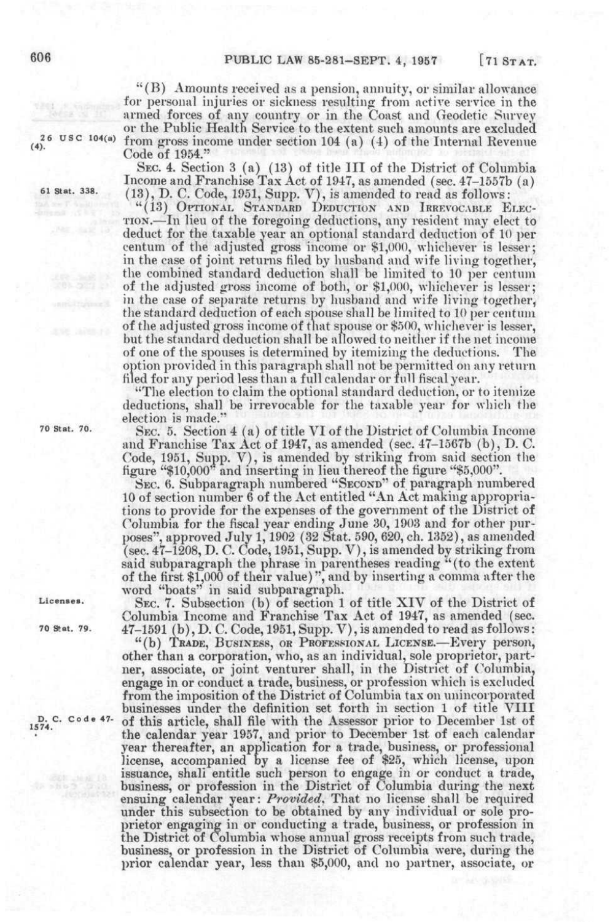"(B) Amounts received as a pension, annuity, or similar allowance for personal injuries or sickness resulting from active service in the armed forces of any country or in the Coast and Geodetic Survey or the Public Health Service to the extent such amounts are excluded from gross income under section 104 (a) (4) of the Internal Revenue Code of 1954."

26 USC 104(a) (4).

SEC. 4. Section 3 (a) (13) of title III of the District of Columbia Income and Franchise Tax Act of 1947, as amended (sec. 47-1557b (a) (13), D. C. Code, 1951, Supp. V), is amended to read as follows:

61 Stat. 338.

"(13) OPTIONAL STANDARD DEDUCTION AND IRREVOCABLE ELECTION.—In lieu of the foregoing deductions, any resident may elect to deduct for the taxable year an optional standard deduction of 10 per centum of the adjusted gross income or $1,000, whichever is lesser; in the case of joint returns filed by husband and wife living together, the combined standard deduction shall be limited to 10 per centum of the adjusted gross income of both, or $1,000, whichever is lesser; in the case of separate returns by husband and wife living together, the standard deduction of each spouse shall be limited to 10 per centum of the adjusted gross income of that spouse or $500, whichever is lesser, but the standard deduction shall be allowed to neither if the net income of one of the spouses is determined by itemizing the deductions. The option provided in this paragraph shall not be permitted on any return filed for any period less than a full calendar or full fiscal year.

"The election to claim the optional standard deduction, or to itemize deductions, shall be irrevocable for the taxable year for which the election is made."

70 Stat. 70.

SEC. 5. Section 4 (a) of title VI of the District of Columbia Income and Franchise Tax Act of 1947, as amended (sec. 47-1567b (b), D. C. Code, 1951, Supp. V), is amended by striking from said section the figure "$10,000" and inserting in lieu thereof the figure "$5,000".

SEC. 6. Subparagraph numbered "SECOND" of paragraph numbered 10 of section number 6 of the Act entitled "An Act making appropriations to provide for the expenses of the government of the District of Columbia for the fiscal year ending June 30, 1903 and for other purposes", approved July 1, 1902 (32 Stat. 590, 620, ch. 1352), as amended (sec. 47-1208, D. C. Code, 1951, Supp. V), is amended by striking from said subparagraph the phrase in parentheses reading "(to the extent of the first $1,000 of their value)", and by inserting a comma after the word "boats" in said subparagraph.

Licenses.

70 Stat. 79.

SEC. 7. Subsection (b) of section 1 of title XIV of the District of Columbia Income and Franchise Tax Act of 1947, as amended (sec. 47-1591 (b), D. C. Code, 1951, Supp. V), is amended to read as follows:

"(b) TRADE, BUSINESS, OR PROFESSIONAL LICENSE.—Every person, other than a corporation, who, as an individual, sole proprietor, partner, associate, or joint venturer shall, in the District of Columbia, engage in or conduct a trade, business, or profession which is excluded from the imposition of the District of Columbia tax on unincorporated businesses under the definition set forth in section 1 of title VIII of this article, shall file with the Assessor prior to December 1st of the calendar year 1957, and prior to December 1st of each calendar year thereafter, an application for a trade, business, or professional license, accompanied by a license fee of $25, which license, upon issuance, shall entitle such person to engage in or conduct a trade, business, or profession in the District of Columbia during the next ensuing calendar year: *Provided*, That no license shall be required under this subsection to be obtained by any individual or sole proprietor engaging in or conducting a trade, business, or profession in the District of Columbia whose annual gross receipts from such trade, business, or profession in the District of Columbia were, during the prior calendar year, less than $5,000, and no partner, associate, or

D. C. Code 47-1574.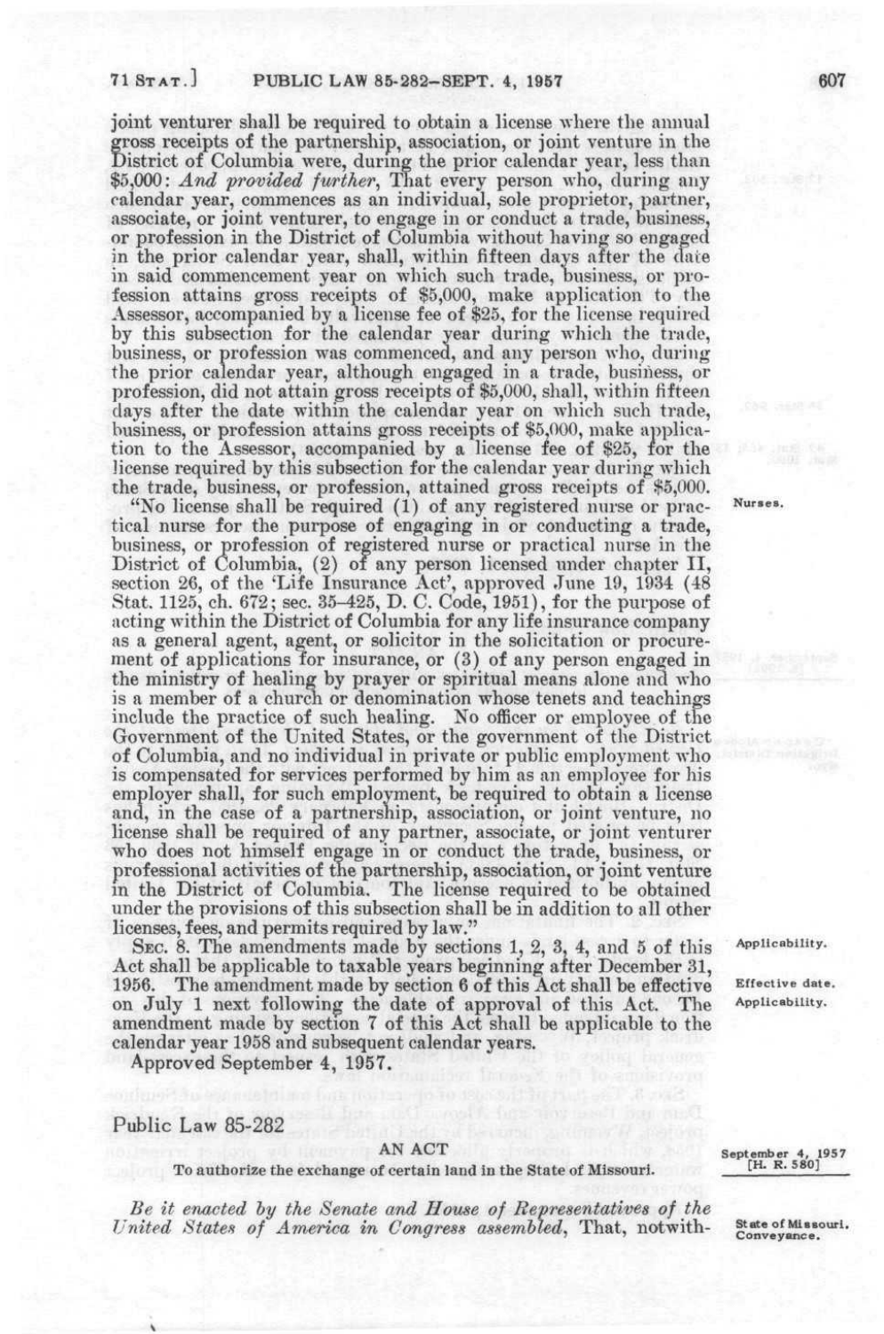joint venturer shall be required to obtain a license where the annual gross receipts of the partnership, association, or joint venture in the District of Columbia were, during the prior calendar year, less than $5,000: *And provided further*, That every person who, during any calendar year, commences as an individual, sole proprietor, partner, associate, or joint venturer, to engage in or conduct a trade, business, or profession in the District of Columbia without having so engaged in the prior calendar year, shall, within fifteen days after the date in said commencement year on which such trade, business, or profession attains gross receipts of $5,000, make application to the Assessor, accompanied by a license fee of $25, for the license required by this subsection for the calendar year during which the trade, business, or profession was commenced, and any person who, during the prior calendar year, although engaged in a trade, business, or profession, did not attain gross receipts of $5,000, shall, within fifteen days after the date within the calendar year on which such trade, business, or profession attains gross receipts of $5,000, make application to the Assessor, accompanied by a license fee of $25, for the license required by this subsection for the calendar year during which the trade, business, or profession, attained gross receipts of $5,000.

Nurses.

"No license shall be required (1) of any registered nurse or practical nurse for the purpose of engaging in or conducting a trade, business, or profession of registered nurse or practical nurse in the District of Columbia, (2) of any person licensed under chapter II, section 26, of the 'Life Insurance Act', approved June 19, 1934 (48 Stat. 1125, ch. 672; sec. 35–425, D. C. Code, 1951), for the purpose of acting within the District of Columbia for any life insurance company as a general agent, agent, or solicitor in the solicitation or procurement of applications for insurance, or (3) of any person engaged in the ministry of healing by prayer or spiritual means alone and who is a member of a church or denomination whose tenets and teachings include the practice of such healing. No officer or employee of the Government of the United States, or the government of the District of Columbia, and no individual in private or public employment who is compensated for services performed by him as an employee for his employer shall, for such employment, be required to obtain a license and, in the case of a partnership, association, or joint venture, no license shall be required of any partner, associate, or joint venturer who does not himself engage in or conduct the trade, business, or professional activities of the partnership, association, or joint venture in the District of Columbia. The license required to be obtained under the provisions of this subsection shall be in addition to all other licenses, fees, and permits required by law."

Applicability.

SEC. 8. The amendments made by sections 1, 2, 3, 4, and 5 of this Act shall be applicable to taxable years beginning after December 31, 1956. The amendment made by section 6 of this Act shall be effective on July 1 next following the date of approval of this Act. The amendment made by section 7 of this Act shall be applicable to the calendar year 1958 and subsequent calendar years.

Effective date. Applicability.

Approved September 4, 1957.

## Public Law 85-282

September 4, 1957 [H. R. 580]

### AN ACT

To authorize the exchange of certain land in the State of Missouri.

State of Missouri. Conveyance.

*Be it enacted by the Senate and House of Representatives of the United States of America in Congress assembled*, That, notwith-